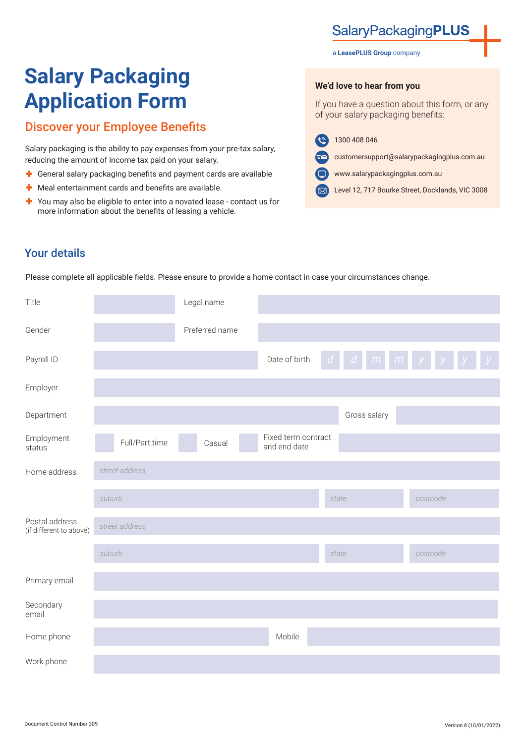SalaryPackagingPLUS

a LeasePLUS Group company

# Salary Packaging Application Form

## Discover your Employee Benefits

Salary packaging is the ability to pay expenses from your pre-tax salary, reducing the amount of income tax paid on your salary.

- General salary packaging benefits and payment cards are available
- Meal entertainment cards and benefits are available.
- You may also be eligible to enter into a novated lease - contact us for more information about the benefits of leasing a vehicle.

**We'd love to hear from you**

If you have a question about this form, or any of your salary packaging benefits:

- 1300 408 046
- customersupport@salarypackagingplus.com.au
- www.salarypackagingplus.com.au
- Level 12, 717 Bourke Street, Docklands, VIC 3008

## Your details

Please complete all applicable fields. Please ensure to provide a home contact in case your circumstances change.

| | | | |
|---|---|---|---|
| Title | | Legal name | |
| Gender | | Preferred name | |
| Payroll ID | | Date of birth | d d m m y y y y |
| Employer | | | |
| Department | | Gross salary | |
| Employment status | ☐ Full/Part time ☐ Casual | ☐ Fixed term contract and end date | |
| Home address | *street address* | | |
| | *suburb* | *state* | *postcode* |
| Postal address (if different to above) | *street address* | | |
| | *suburb* | *state* | *postcode* |
| Primary email | | | |
| Secondary email | | | |
| Home phone | | Mobile | |
| Work phone | | | |

Document Control Number 309

Version 8 (10/01/2022)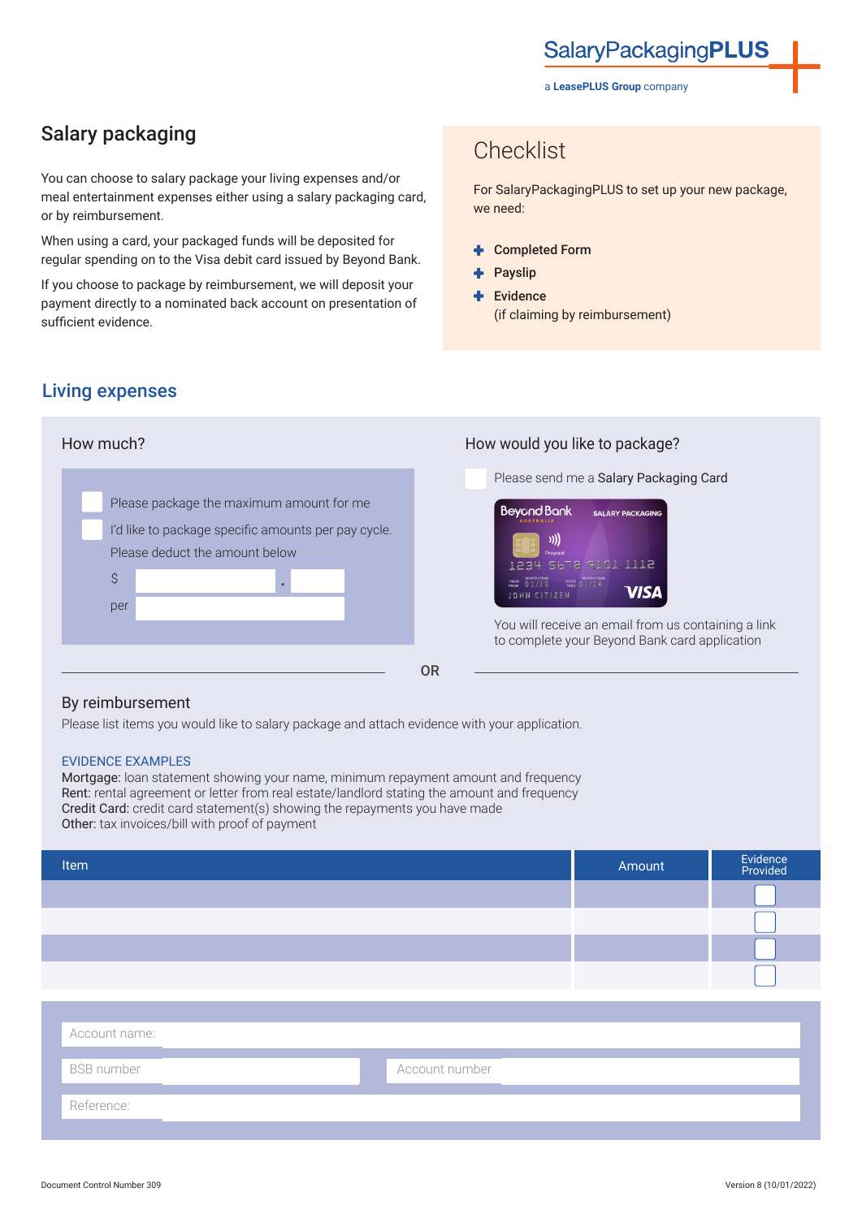SalaryPackagingPLUS

a LeasePLUS Group company

## Salary packaging

You can choose to salary package your living expenses and/or meal entertainment expenses either using a salary packaging card, or by reimbursement.

When using a card, your packaged funds will be deposited for regular spending on to the Visa debit card issued by Beyond Bank.

If you choose to package by reimbursement, we will deposit your payment directly to a nominated back account on presentation of sufficient evidence.

## Checklist

For SalaryPackagingPLUS to set up your new package, we need:

- **Completed Form**
- **Payslip**
- **Evidence** (if claiming by reimbursement)

## Living expenses

### How much?

- ☐ Please package the maximum amount for me
- ☐ I'd like to package specific amounts per pay cycle. Please deduct the amount below

$ ____________ . ______

per ____________

### How would you like to package?

- ☐ Please send me a **Salary Packaging Card**

You will receive an email from us containing a link to complete your Beyond Bank card application

**OR**

### By reimbursement

Please list items you would like to salary package and attach evidence with your application.

EVIDENCE EXAMPLES

Mortgage: loan statement showing your name, minimum repayment amount and frequency
Rent: rental agreement or letter from real estate/landlord stating the amount and frequency
Credit Card: credit card statement(s) showing the repayments you have made
Other: tax invoices/bill with proof of payment

| Item | Amount | Evidence Provided |
|---|---|---|
| | | ☐ |
| | | ☐ |
| | | ☐ |
| | | ☐ |

Account name: ____________

BSB number: ____________ Account number: ____________

Reference: ____________

Document Control Number 309

Version 8 (10/01/2022)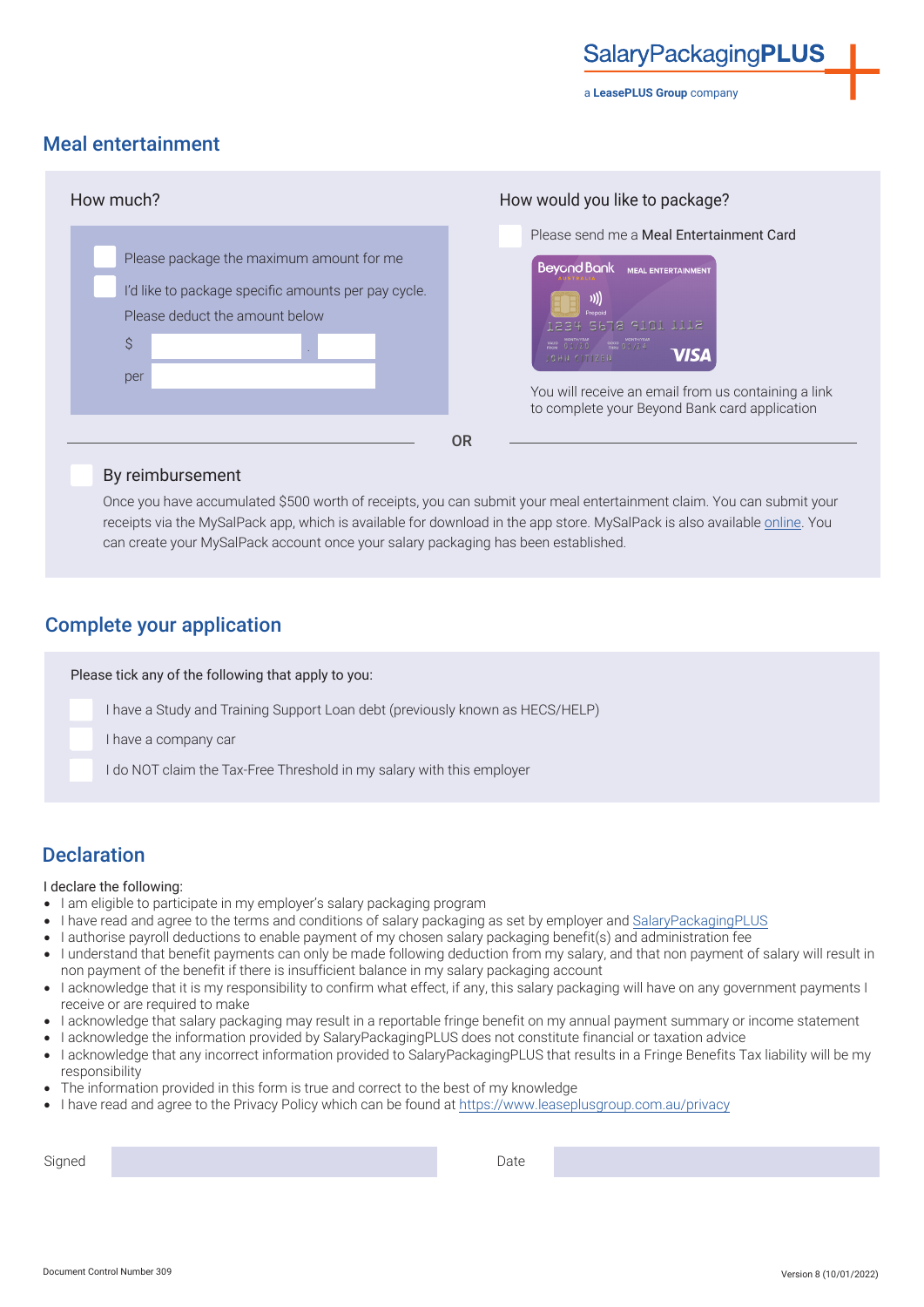## Meal entertainment

### How much?

- [ ] Please package the maximum amount for me
- [ ] I'd like to package specific amounts per pay cycle.

Please deduct the amount below

$ ________ . ____

per ________

### How would you like to package?

- [ ] Please send me a **Meal Entertainment Card**

You will receive an email from us containing a link to complete your Beyond Bank card application

**OR**

- [ ] By reimbursement

Once you have accumulated $500 worth of receipts, you can submit your meal entertainment claim. You can submit your receipts via the MySalPack app, which is available for download in the app store. MySalPack is also available online. You can create your MySalPack account once your salary packaging has been established.

## Complete your application

Please tick any of the following that apply to you:

- [ ] I have a Study and Training Support Loan debt (previously known as HECS/HELP)
- [ ] I have a company car
- [ ] I do NOT claim the Tax-Free Threshold in my salary with this employer

## Declaration

I declare the following:

- I am eligible to participate in my employer's salary packaging program
- I have read and agree to the terms and conditions of salary packaging as set by employer and SalaryPackagingPLUS
- I authorise payroll deductions to enable payment of my chosen salary packaging benefit(s) and administration fee
- I understand that benefit payments can only be made following deduction from my salary, and that non payment of salary will result in non payment of the benefit if there is insufficient balance in my salary packaging account
- I acknowledge that it is my responsibility to confirm what effect, if any, this salary packaging will have on any government payments I receive or are required to make
- I acknowledge that salary packaging may result in a reportable fringe benefit on my annual payment summary or income statement
- I acknowledge the information provided by SalaryPackagingPLUS does not constitute financial or taxation advice
- I acknowledge that any incorrect information provided to SalaryPackagingPLUS that results in a Fringe Benefits Tax liability will be my responsibility
- The information provided in this form is true and correct to the best of my knowledge
- I have read and agree to the Privacy Policy which can be found at https://www.leaseplusgroup.com.au/privacy

Signed ____________________ Date ____________________

Document Control Number 309

Version 8 (10/01/2022)